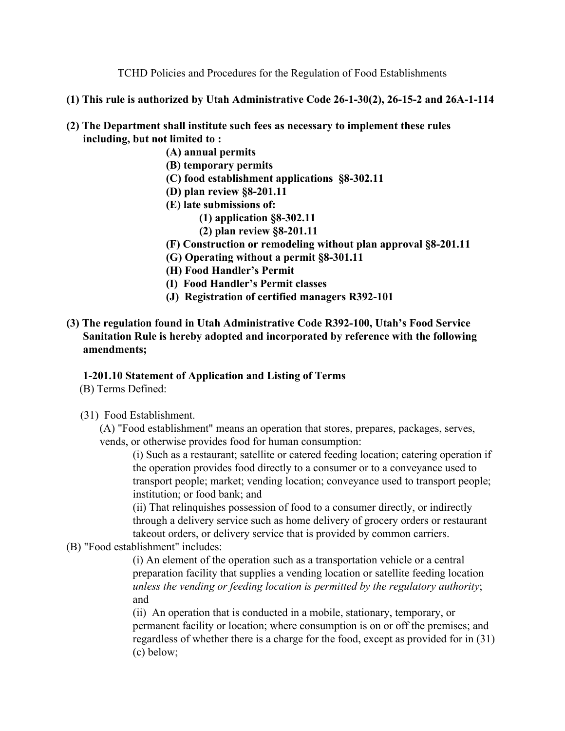TCHD Policies and Procedures for the Regulation of Food Establishments

**(1) This rule is authorized by Utah Administrative Code 26-1-30(2), 26-15-2 and 26A-1-114**

**(2) The Department shall institute such fees as necessary to implement these rules including, but not limited to :**

- **(A) annual permits**
- **(B) temporary permits**
- **(C) food establishment applications §8-302.11**
- **(D) plan review §8-201.11**
- **(E) late submissions of:**
  - **(1) application §8-302.11**
  - **(2) plan review §8-201.11**
- **(F) Construction or remodeling without plan approval §8-201.11**
- **(G) Operating without a permit §8-301.11**
- **(H) Food Handler's Permit**
- **(I) Food Handler's Permit classes**
- **(J) Registration of certified managers R392-101**

**(3) The regulation found in Utah Administrative Code R392-100, Utah's Food Service Sanitation Rule is hereby adopted and incorporated by reference with the following amendments;**

**1-201.10 Statement of Application and Listing of Terms**

(B) Terms Defined:

(31) Food Establishment.

(A) "Food establishment" means an operation that stores, prepares, packages, serves, vends, or otherwise provides food for human consumption:

(i) Such as a restaurant; satellite or catered feeding location; catering operation if the operation provides food directly to a consumer or to a conveyance used to transport people; market; vending location; conveyance used to transport people; institution; or food bank; and

(ii) That relinquishes possession of food to a consumer directly, or indirectly through a delivery service such as home delivery of grocery orders or restaurant takeout orders, or delivery service that is provided by common carriers.

(B) "Food establishment" includes:

(i) An element of the operation such as a transportation vehicle or a central preparation facility that supplies a vending location or satellite feeding location *unless the vending or feeding location is permitted by the regulatory authority*; and

(ii) An operation that is conducted in a mobile, stationary, temporary, or permanent facility or location; where consumption is on or off the premises; and regardless of whether there is a charge for the food, except as provided for in (31) (c) below;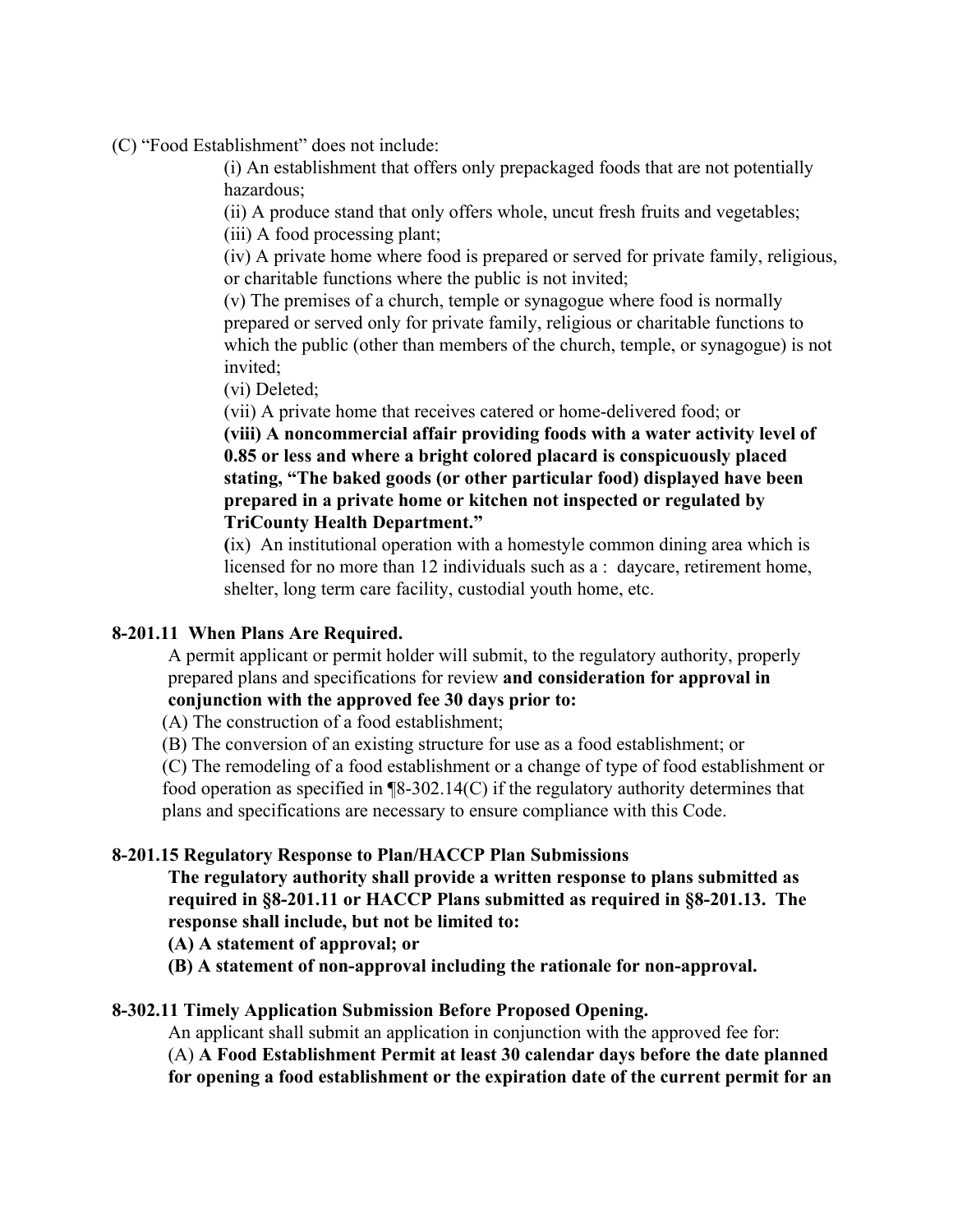(C) "Food Establishment" does not include:

(i) An establishment that offers only prepackaged foods that are not potentially hazardous;

(ii) A produce stand that only offers whole, uncut fresh fruits and vegetables;

(iii) A food processing plant;

(iv) A private home where food is prepared or served for private family, religious, or charitable functions where the public is not invited;

(v) The premises of a church, temple or synagogue where food is normally prepared or served only for private family, religious or charitable functions to which the public (other than members of the church, temple, or synagogue) is not invited;

(vi) Deleted;

(vii) A private home that receives catered or home-delivered food; or

**(viii) A noncommercial affair providing foods with a water activity level of 0.85 or less and where a bright colored placard is conspicuously placed stating, "The baked goods (or other particular food) displayed have been prepared in a private home or kitchen not inspected or regulated by TriCounty Health Department."**

**(**ix) An institutional operation with a homestyle common dining area which is licensed for no more than 12 individuals such as a : daycare, retirement home, shelter, long term care facility, custodial youth home, etc.

### 8-201.11 When Plans Are Required.

A permit applicant or permit holder will submit, to the regulatory authority, properly prepared plans and specifications for review **and consideration for approval in conjunction with the approved fee 30 days prior to:**

(A) The construction of a food establishment;

(B) The conversion of an existing structure for use as a food establishment; or

(C) The remodeling of a food establishment or a change of type of food establishment or food operation as specified in ¶8-302.14(C) if the regulatory authority determines that plans and specifications are necessary to ensure compliance with this Code.

### 8-201.15 Regulatory Response to Plan/HACCP Plan Submissions

**The regulatory authority shall provide a written response to plans submitted as required in §8-201.11 or HACCP Plans submitted as required in §8-201.13. The response shall include, but not be limited to:**

**(A) A statement of approval; or**

**(B) A statement of non-approval including the rationale for non-approval.**

### 8-302.11 Timely Application Submission Before Proposed Opening.

An applicant shall submit an application in conjunction with the approved fee for:

(A) **A Food Establishment Permit at least 30 calendar days before the date planned for opening a food establishment or the expiration date of the current permit for an**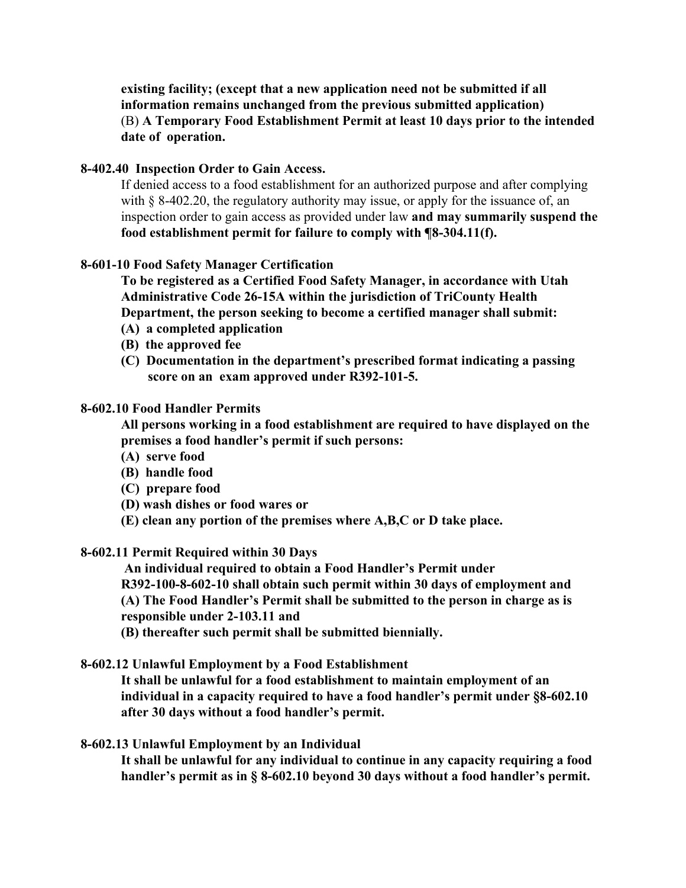**existing facility; (except that a new application need not be submitted if all information remains unchanged from the previous submitted application)**
(B) **A Temporary Food Establishment Permit at least 10 days prior to the intended date of operation.**

**8-402.40 Inspection Order to Gain Access.**

If denied access to a food establishment for an authorized purpose and after complying with § 8-402.20, the regulatory authority may issue, or apply for the issuance of, an inspection order to gain access as provided under law **and may summarily suspend the food establishment permit for failure to comply with ¶8-304.11(f).**

**8-601-10 Food Safety Manager Certification**

**To be registered as a Certified Food Safety Manager, in accordance with Utah Administrative Code 26-15A within the jurisdiction of TriCounty Health Department, the person seeking to become a certified manager shall submit:**

**(A) a completed application**
**(B) the approved fee**
**(C) Documentation in the department's prescribed format indicating a passing score on an exam approved under R392-101-5.**

**8-602.10 Food Handler Permits**

**All persons working in a food establishment are required to have displayed on the premises a food handler's permit if such persons:**

**(A) serve food**
**(B) handle food**
**(C) prepare food**
**(D) wash dishes or food wares or**
**(E) clean any portion of the premises where A,B,C or D take place.**

**8-602.11 Permit Required within 30 Days**

**An individual required to obtain a Food Handler's Permit under R392-100-8-602-10 shall obtain such permit within 30 days of employment and**
**(A) The Food Handler's Permit shall be submitted to the person in charge as is responsible under 2-103.11 and**
**(B) thereafter such permit shall be submitted biennially.**

**8-602.12 Unlawful Employment by a Food Establishment**

**It shall be unlawful for a food establishment to maintain employment of an individual in a capacity required to have a food handler's permit under §8-602.10 after 30 days without a food handler's permit.**

**8-602.13 Unlawful Employment by an Individual**

**It shall be unlawful for any individual to continue in any capacity requiring a food handler's permit as in § 8-602.10 beyond 30 days without a food handler's permit.**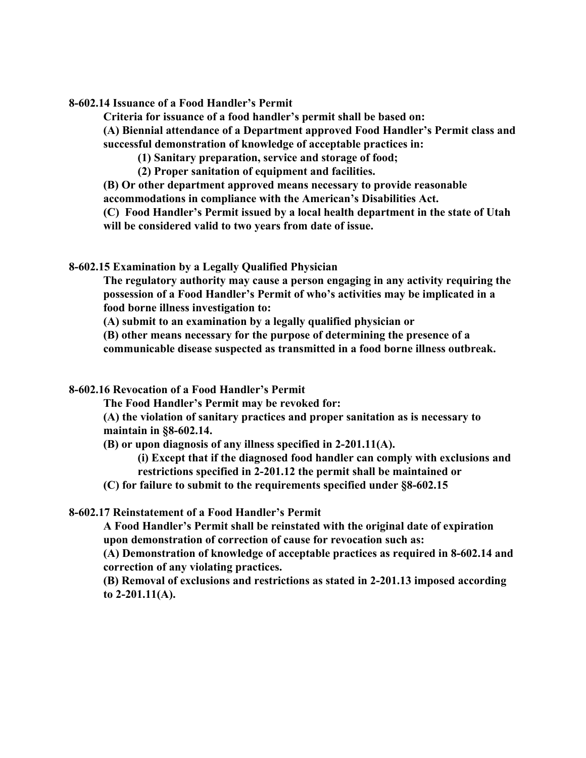**8-602.14 Issuance of a Food Handler's Permit**

**Criteria for issuance of a food handler's permit shall be based on:**

**(A) Biennial attendance of a Department approved Food Handler's Permit class and successful demonstration of knowledge of acceptable practices in:**

**(1) Sanitary preparation, service and storage of food;**

**(2) Proper sanitation of equipment and facilities.**

**(B) Or other department approved means necessary to provide reasonable accommodations in compliance with the American's Disabilities Act.**

**(C) Food Handler's Permit issued by a local health department in the state of Utah will be considered valid to two years from date of issue.**

**8-602.15 Examination by a Legally Qualified Physician**

**The regulatory authority may cause a person engaging in any activity requiring the possession of a Food Handler's Permit of who's activities may be implicated in a food borne illness investigation to:**

**(A) submit to an examination by a legally qualified physician or**

**(B) other means necessary for the purpose of determining the presence of a communicable disease suspected as transmitted in a food borne illness outbreak.**

**8-602.16 Revocation of a Food Handler's Permit**

**The Food Handler's Permit may be revoked for:**

**(A) the violation of sanitary practices and proper sanitation as is necessary to maintain in §8-602.14.**

**(B) or upon diagnosis of any illness specified in 2-201.11(A).**

**(i) Except that if the diagnosed food handler can comply with exclusions and restrictions specified in 2-201.12 the permit shall be maintained or**

**(C) for failure to submit to the requirements specified under §8-602.15**

**8-602.17 Reinstatement of a Food Handler's Permit**

**A Food Handler's Permit shall be reinstated with the original date of expiration upon demonstration of correction of cause for revocation such as:**

**(A) Demonstration of knowledge of acceptable practices as required in 8-602.14 and correction of any violating practices.**

**(B) Removal of exclusions and restrictions as stated in 2-201.13 imposed according to 2-201.11(A).**